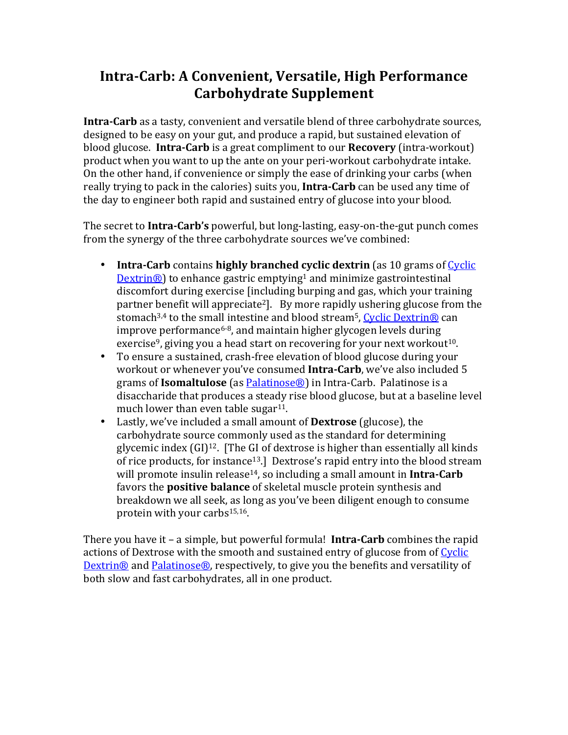# Intra-Carb: A Convenient, Versatile, High Performance Carbohydrate Supplement

**Intra-Carb** as a tasty, convenient and versatile blend of three carbohydrate sources, designed to be easy on your gut, and produce a rapid, but sustained elevation of blood glucose. **Intra-Carb** is a great compliment to our **Recovery** (intra-workout) product when you want to up the ante on your peri-workout carbohydrate intake. On the other hand, if convenience or simply the ease of drinking your carbs (when really trying to pack in the calories) suits you, **Intra-Carb** can be used any time of the day to engineer both rapid and sustained entry of glucose into your blood.

The secret to **Intra-Carb's** powerful, but long-lasting, easy-on-the-gut punch comes from the synergy of the three carbohydrate sources we've combined:

- **Intra-Carb** contains **highly branched cyclic dextrin** (as 10 grams of Cyclic Dextrin®) to enhance gastric emptying[1] and minimize gastrointestinal discomfort during exercise [including burping and gas, which your training partner benefit will appreciate[2]]. By more rapidly ushering glucose from the stomach[3,4] to the small intestine and blood stream[5], Cyclic Dextrin® can improve performance[6-8], and maintain higher glycogen levels during exercise[9], giving you a head start on recovering for your next workout[10].
- To ensure a sustained, crash-free elevation of blood glucose during your workout or whenever you've consumed **Intra-Carb**, we've also included 5 grams of **Isomaltulose** (as Palatinose®) in Intra-Carb. Palatinose is a disaccharide that produces a steady rise blood glucose, but at a baseline level much lower than even table sugar[11].
- Lastly, we've included a small amount of **Dextrose** (glucose), the carbohydrate source commonly used as the standard for determining glycemic index (GI)[12]. [The GI of dextrose is higher than essentially all kinds of rice products, for instance[13].] Dextrose's rapid entry into the blood stream will promote insulin release[14], so including a small amount in **Intra-Carb** favors the **positive balance** of skeletal muscle protein synthesis and breakdown we all seek, as long as you've been diligent enough to consume protein with your carbs[15,16].

There you have it – a simple, but powerful formula! **Intra-Carb** combines the rapid actions of Dextrose with the smooth and sustained entry of glucose from of Cyclic Dextrin® and Palatinose®, respectively, to give you the benefits and versatility of both slow and fast carbohydrates, all in one product.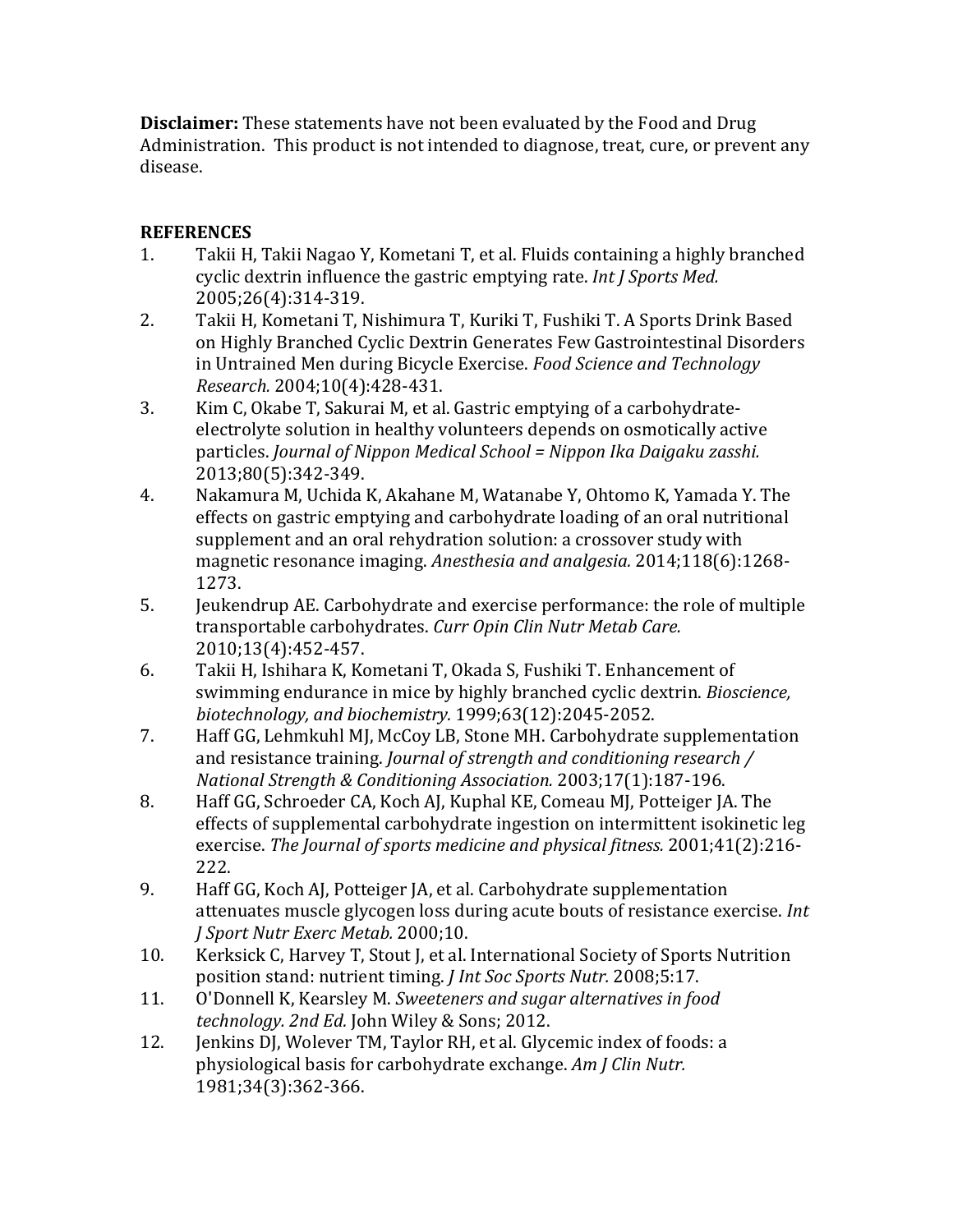**Disclaimer:** These statements have not been evaluated by the Food and Drug Administration. This product is not intended to diagnose, treat, cure, or prevent any disease.

**REFERENCES**

1. Takii H, Takii Nagao Y, Kometani T, et al. Fluids containing a highly branched cyclic dextrin influence the gastric emptying rate. *Int J Sports Med.* 2005;26(4):314-319.
2. Takii H, Kometani T, Nishimura T, Kuriki T, Fushiki T. A Sports Drink Based on Highly Branched Cyclic Dextrin Generates Few Gastrointestinal Disorders in Untrained Men during Bicycle Exercise. *Food Science and Technology Research.* 2004;10(4):428-431.
3. Kim C, Okabe T, Sakurai M, et al. Gastric emptying of a carbohydrate-electrolyte solution in healthy volunteers depends on osmotically active particles. *Journal of Nippon Medical School = Nippon Ika Daigaku zasshi.* 2013;80(5):342-349.
4. Nakamura M, Uchida K, Akahane M, Watanabe Y, Ohtomo K, Yamada Y. The effects on gastric emptying and carbohydrate loading of an oral nutritional supplement and an oral rehydration solution: a crossover study with magnetic resonance imaging. *Anesthesia and analgesia.* 2014;118(6):1268-1273.
5. Jeukendrup AE. Carbohydrate and exercise performance: the role of multiple transportable carbohydrates. *Curr Opin Clin Nutr Metab Care.* 2010;13(4):452-457.
6. Takii H, Ishihara K, Kometani T, Okada S, Fushiki T. Enhancement of swimming endurance in mice by highly branched cyclic dextrin. *Bioscience, biotechnology, and biochemistry.* 1999;63(12):2045-2052.
7. Haff GG, Lehmkuhl MJ, McCoy LB, Stone MH. Carbohydrate supplementation and resistance training. *Journal of strength and conditioning research / National Strength & Conditioning Association.* 2003;17(1):187-196.
8. Haff GG, Schroeder CA, Koch AJ, Kuphal KE, Comeau MJ, Potteiger JA. The effects of supplemental carbohydrate ingestion on intermittent isokinetic leg exercise. *The Journal of sports medicine and physical fitness.* 2001;41(2):216-222.
9. Haff GG, Koch AJ, Potteiger JA, et al. Carbohydrate supplementation attenuates muscle glycogen loss during acute bouts of resistance exercise. *Int J Sport Nutr Exerc Metab.* 2000;10.
10. Kerksick C, Harvey T, Stout J, et al. International Society of Sports Nutrition position stand: nutrient timing. *J Int Soc Sports Nutr.* 2008;5:17.
11. O'Donnell K, Kearsley M. *Sweeteners and sugar alternatives in food technology. 2nd Ed.* John Wiley & Sons; 2012.
12. Jenkins DJ, Wolever TM, Taylor RH, et al. Glycemic index of foods: a physiological basis for carbohydrate exchange. *Am J Clin Nutr.* 1981;34(3):362-366.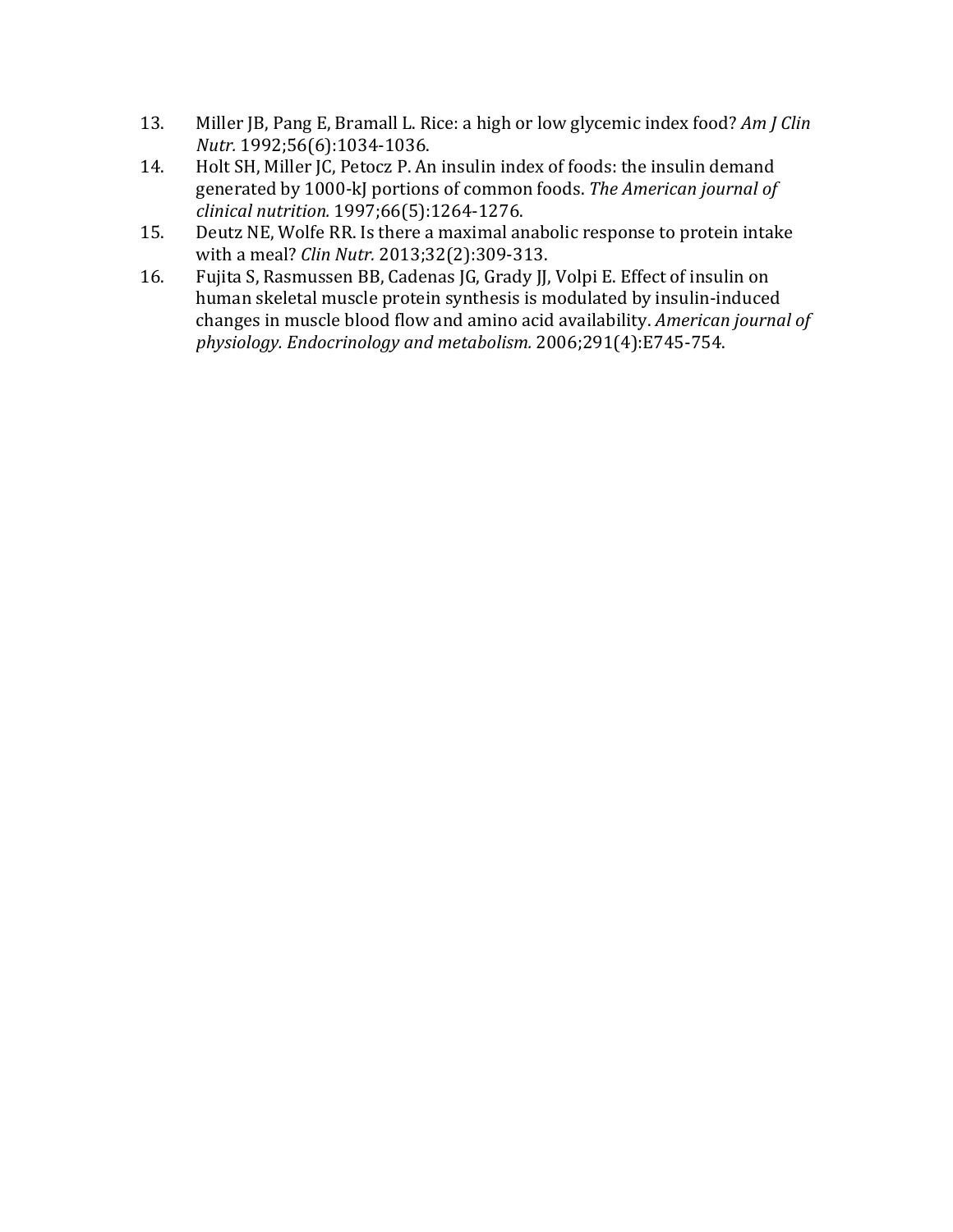13. Miller JB, Pang E, Bramall L. Rice: a high or low glycemic index food? *Am J Clin Nutr.* 1992;56(6):1034-1036.
14. Holt SH, Miller JC, Petocz P. An insulin index of foods: the insulin demand generated by 1000-kJ portions of common foods. *The American journal of clinical nutrition.* 1997;66(5):1264-1276.
15. Deutz NE, Wolfe RR. Is there a maximal anabolic response to protein intake with a meal? *Clin Nutr.* 2013;32(2):309-313.
16. Fujita S, Rasmussen BB, Cadenas JG, Grady JJ, Volpi E. Effect of insulin on human skeletal muscle protein synthesis is modulated by insulin-induced changes in muscle blood flow and amino acid availability. *American journal of physiology. Endocrinology and metabolism.* 2006;291(4):E745-754.